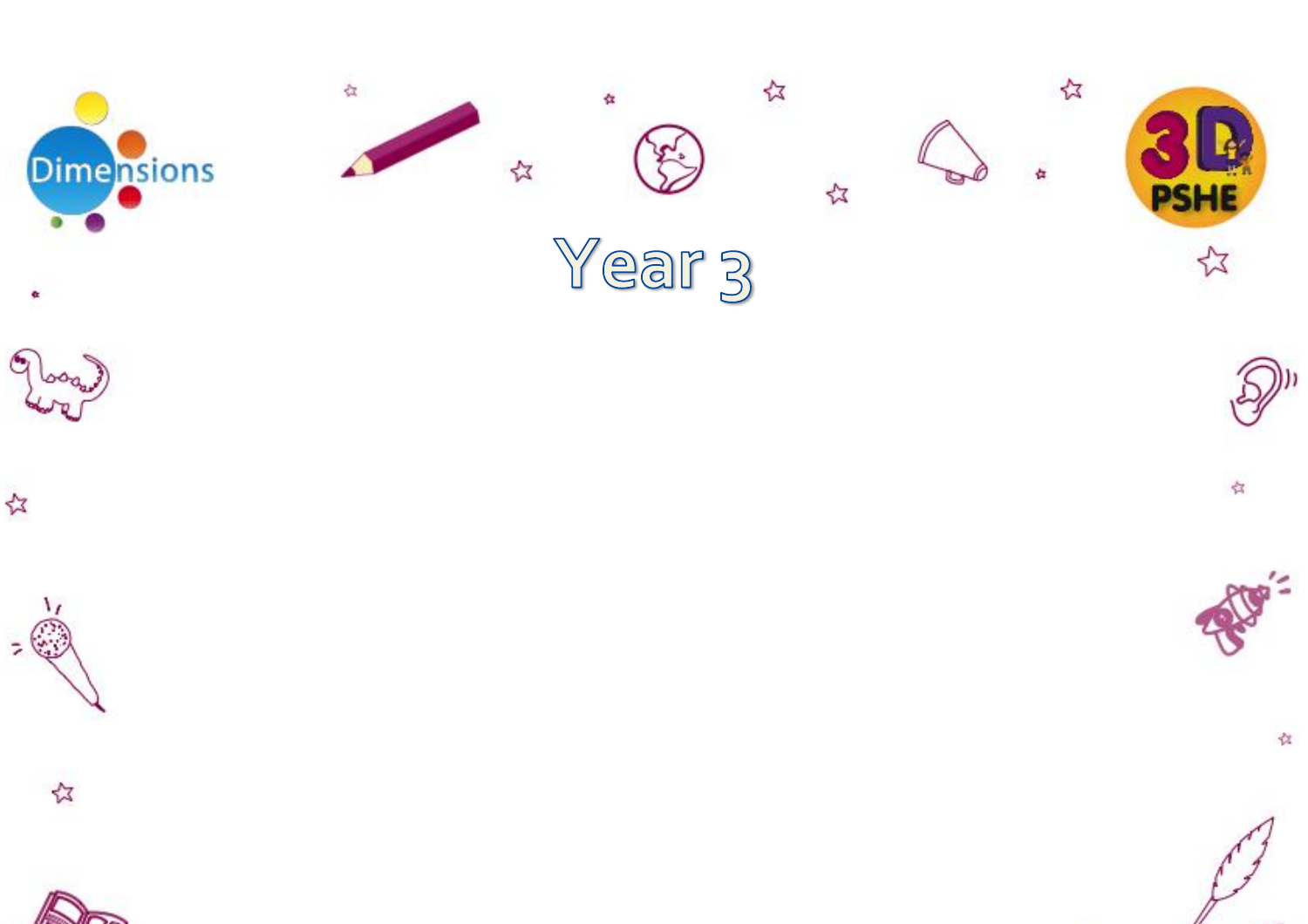# Year 3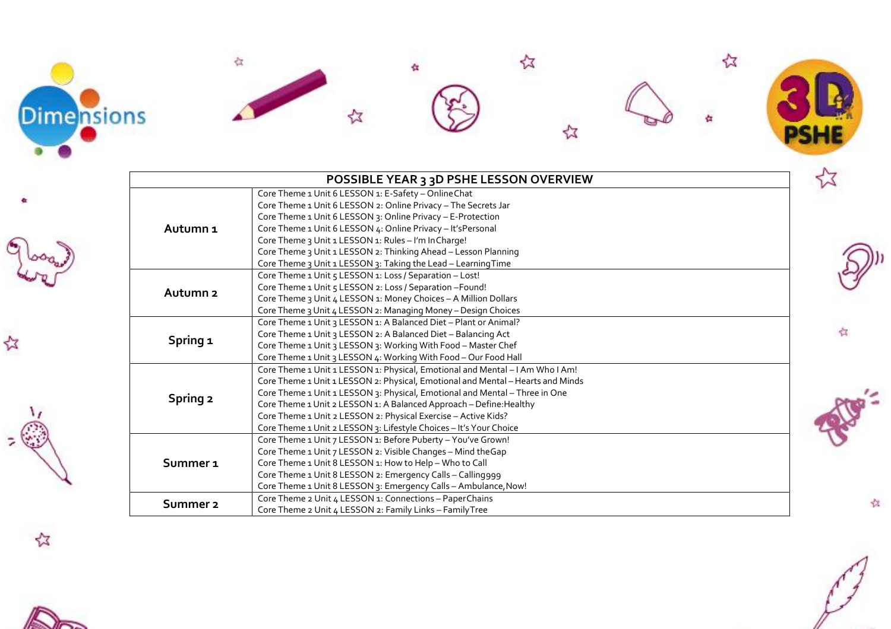| POSSIBLE YEAR 3 3D PSHE LESSON OVERVIEW | |
|---|---|
| **Autumn 1** | Core Theme 1 Unit 6 LESSON 1: E-Safety – Online Chat<br>Core Theme 1 Unit 6 LESSON 2: Online Privacy – The Secrets Jar<br>Core Theme 1 Unit 6 LESSON 3: Online Privacy – E-Protection<br>Core Theme 1 Unit 6 LESSON 4: Online Privacy – It'sPersonal<br>Core Theme 3 Unit 1 LESSON 1: Rules – I'm InCharge!<br>Core Theme 3 Unit 1 LESSON 2: Thinking Ahead – Lesson Planning<br>Core Theme 3 Unit 1 LESSON 3: Taking the Lead – LearningTime |
| **Autumn 2** | Core Theme 1 Unit 5 LESSON 1: Loss / Separation – Lost!<br>Core Theme 1 Unit 5 LESSON 2: Loss / Separation –Found!<br>Core Theme 3 Unit 4 LESSON 1: Money Choices – A Million Dollars<br>Core Theme 3 Unit 4 LESSON 2: Managing Money – Design Choices |
| **Spring 1** | Core Theme 1 Unit 3 LESSON 1: A Balanced Diet – Plant or Animal?<br>Core Theme 1 Unit 3 LESSON 2: A Balanced Diet – Balancing Act<br>Core Theme 1 Unit 3 LESSON 3: Working With Food – Master Chef<br>Core Theme 1 Unit 3 LESSON 4: Working With Food – Our Food Hall |
| **Spring 2** | Core Theme 1 Unit 1 LESSON 1: Physical, Emotional and Mental – I Am Who I Am!<br>Core Theme 1 Unit 1 LESSON 2: Physical, Emotional and Mental – Hearts and Minds<br>Core Theme 1 Unit 1 LESSON 3: Physical, Emotional and Mental – Three in One<br>Core Theme 1 Unit 2 LESSON 1: A Balanced Approach – Define:Healthy<br>Core Theme 1 Unit 2 LESSON 2: Physical Exercise – Active Kids?<br>Core Theme 1 Unit 2 LESSON 3: Lifestyle Choices – It's Your Choice |
| **Summer 1** | Core Theme 1 Unit 7 LESSON 1: Before Puberty – You've Grown!<br>Core Theme 1 Unit 7 LESSON 2: Visible Changes – Mind theGap<br>Core Theme 1 Unit 8 LESSON 1: How to Help – Who to Call<br>Core Theme 1 Unit 8 LESSON 2: Emergency Calls – Calling999<br>Core Theme 1 Unit 8 LESSON 3: Emergency Calls – Ambulance,Now! |
| **Summer 2** | Core Theme 2 Unit 4 LESSON 1: Connections – PaperChains<br>Core Theme 2 Unit 4 LESSON 2: Family Links – FamilyTree |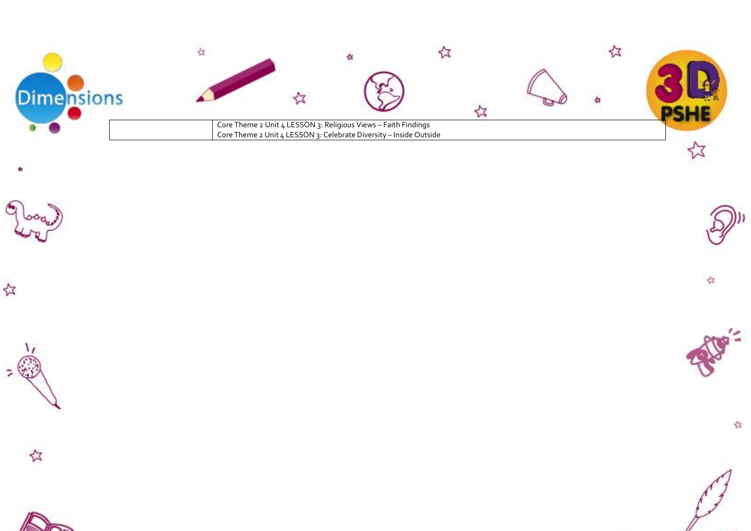| | |
|---|---|
| | Core Theme 2 Unit 4 LESSON 3: Religious Views – Faith Findings<br>Core Theme 2 Unit 4 LESSON 3: Celebrate Diversity – Inside Outside |